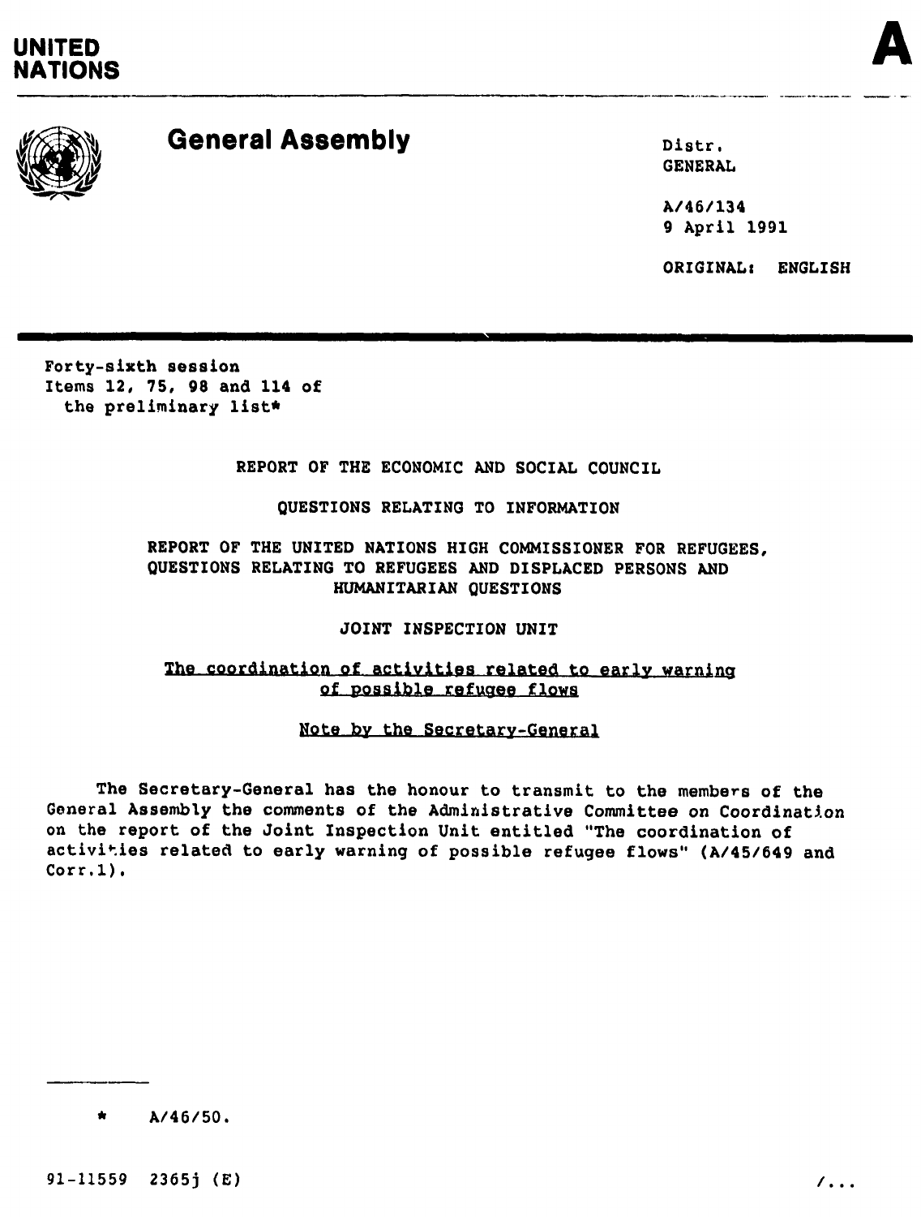UNITED NATIONS

# General Assembly

Distr.
GENERAL

A/46/134
9 April 1991

ORIGINAL: ENGLISH

Forty-sixth session
Items 12, 75, 98 and 114 of
the preliminary list*

REPORT OF THE ECONOMIC AND SOCIAL COUNCIL

QUESTIONS RELATING TO INFORMATION

REPORT OF THE UNITED NATIONS HIGH COMMISSIONER FOR REFUGEES, QUESTIONS RELATING TO REFUGEES AND DISPLACED PERSONS AND HUMANITARIAN QUESTIONS

JOINT INSPECTION UNIT

## The coordination of activities related to early warning of possible refugee flows

### Note by the Secretary-General

The Secretary-General has the honour to transmit to the members of the General Assembly the comments of the Administrative Committee on Coordination on the report of the Joint Inspection Unit entitled "The coordination of activities related to early warning of possible refugee flows" (A/45/649 and Corr.1).

---

\* A/46/50.

91-11559 2365j (E)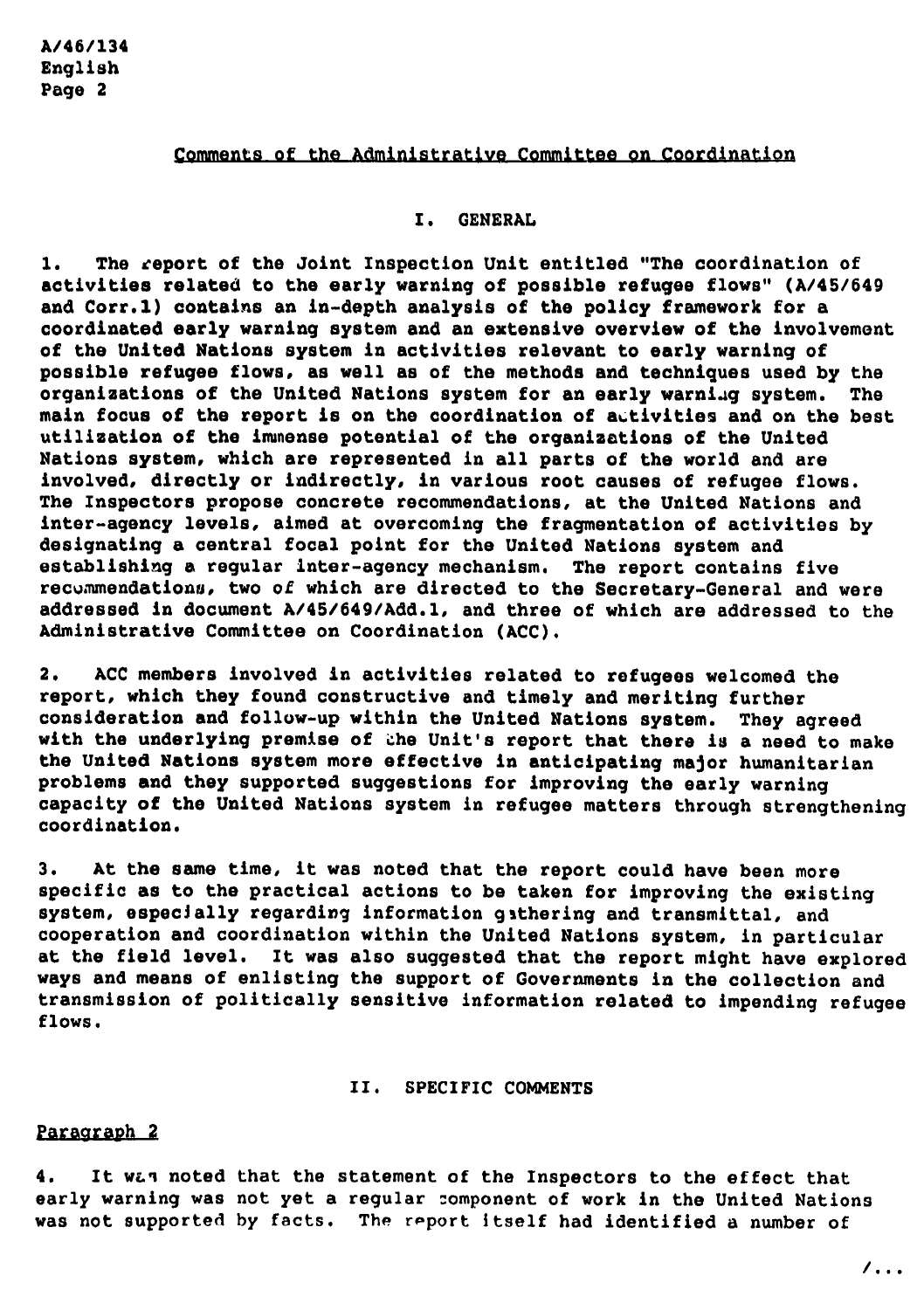## Comments of the Administrative Committee on Coordination

### I. GENERAL

1. The report of the Joint Inspection Unit entitled "The coordination of activities related to the early warning of possible refugee flows" (A/45/649 and Corr.1) contains an in-depth analysis of the policy framework for a coordinated early warning system and an extensive overview of the involvement of the United Nations system in activities relevant to early warning of possible refugee flows, as well as of the methods and techniques used by the organizations of the United Nations system for an early warning system. The main focus of the report is on the coordination of activities and on the best utilization of the immense potential of the organizations of the United Nations system, which are represented in all parts of the world and are involved, directly or indirectly, in various root causes of refugee flows. The Inspectors propose concrete recommendations, at the United Nations and inter-agency levels, aimed at overcoming the fragmentation of activities by designating a central focal point for the United Nations system and establishing a regular inter-agency mechanism. The report contains five recommendations, two of which are directed to the Secretary-General and were addressed in document A/45/649/Add.1, and three of which are addressed to the Administrative Committee on Coordination (ACC).

2. ACC members involved in activities related to refugees welcomed the report, which they found constructive and timely and meriting further consideration and follow-up within the United Nations system. They agreed with the underlying premise of the Unit's report that there is a need to make the United Nations system more effective in anticipating major humanitarian problems and they supported suggestions for improving the early warning capacity of the United Nations system in refugee matters through strengthening coordination.

3. At the same time, it was noted that the report could have been more specific as to the practical actions to be taken for improving the existing system, especially regarding information gathering and transmittal, and cooperation and coordination within the United Nations system, in particular at the field level. It was also suggested that the report might have explored ways and means of enlisting the support of Governments in the collection and transmission of politically sensitive information related to impending refugee flows.

### II. SPECIFIC COMMENTS

Paragraph 2

4. It was noted that the statement of the Inspectors to the effect that early warning was not yet a regular component of work in the United Nations was not supported by facts. The report itself had identified a number of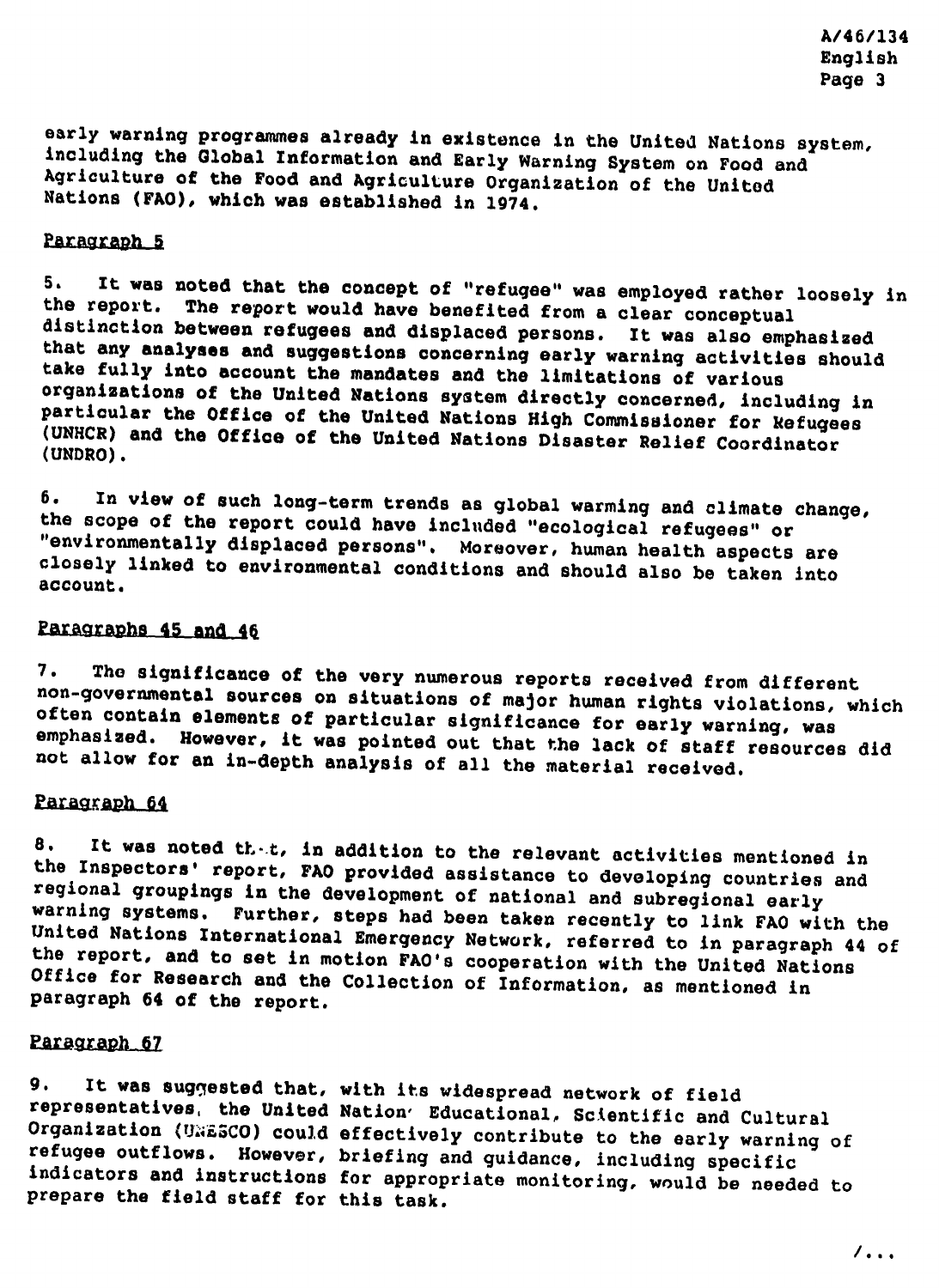early warning programmes already in existence in the United Nations system, including the Global Information and Early Warning System on Food and Agriculture of the Food and Agriculture Organization of the United Nations (FAO), which was established in 1974.

Paragraph 5

5. It was noted that the concept of "refugee" was employed rather loosely in the report. The report would have benefited from a clear conceptual distinction between refugees and displaced persons. It was also emphasized that any analyses and suggestions concerning early warning activities should take fully into account the mandates and the limitations of various organizations of the United Nations system directly concerned, including in particular the Office of the United Nations High Commissioner for Refugees (UNHCR) and the Office of the United Nations Disaster Relief Coordinator (UNDRO).

6. In view of such long-term trends as global warming and climate change, the scope of the report could have included "ecological refugees" or "environmentally displaced persons". Moreover, human health aspects are closely linked to environmental conditions and should also be taken into account.

Paragraphs 45 and 46

7. The significance of the very numerous reports received from different non-governmental sources on situations of major human rights violations, which often contain elements of particular significance for early warning, was emphasized. However, it was pointed out that the lack of staff resources did not allow for an in-depth analysis of all the material received.

Paragraph 64

8. It was noted that, in addition to the relevant activities mentioned in the Inspectors' report, FAO provided assistance to developing countries and regional groupings in the development of national and subregional early warning systems. Further, steps had been taken recently to link FAO with the United Nations International Emergency Network, referred to in paragraph 44 of the report, and to set in motion FAO's cooperation with the United Nations Office for Research and the Collection of Information, as mentioned in paragraph 64 of the report.

Paragraph 67

9. It was suggested that, with its widespread network of field representatives, the United Nations Educational, Scientific and Cultural Organization (UNESCO) could effectively contribute to the early warning of refugee outflows. However, briefing and guidance, including specific indicators and instructions for appropriate monitoring, would be needed to prepare the field staff for this task.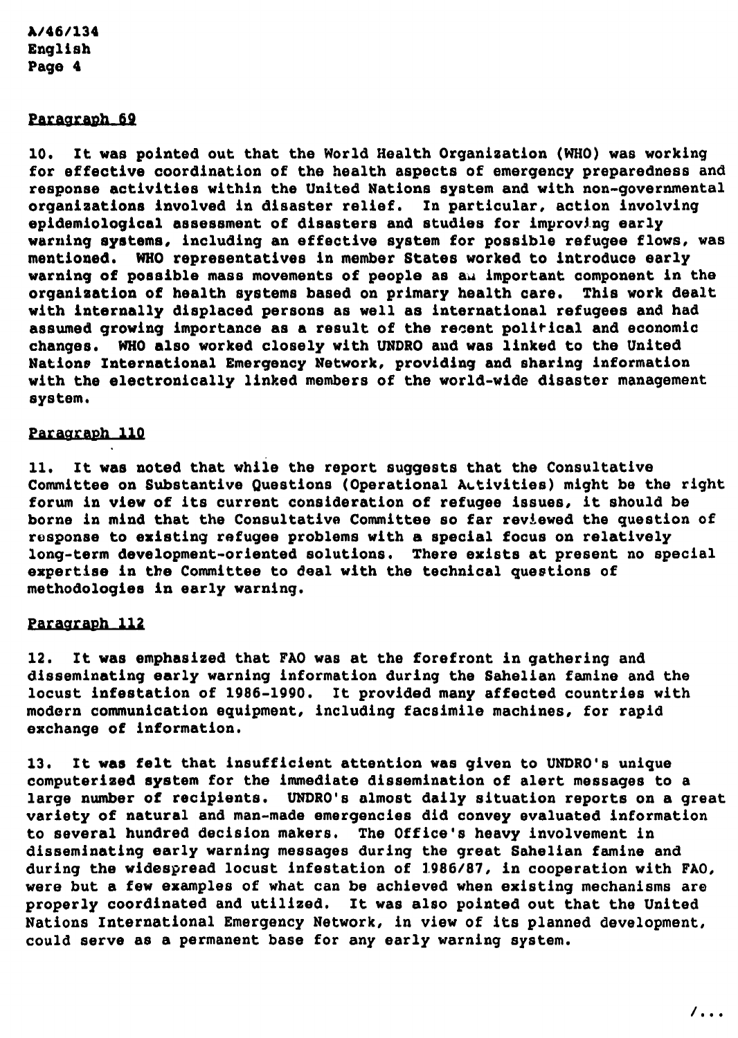Paragraph 69

10. It was pointed out that the World Health Organization (WHO) was working for effective coordination of the health aspects of emergency preparedness and response activities within the United Nations system and with non-governmental organizations involved in disaster relief. In particular, action involving epidemiological assessment of disasters and studies for improving early warning systems, including an effective system for possible refugee flows, was mentioned. WHO representatives in member States worked to introduce early warning of possible mass movements of people as an important component in the organization of health systems based on primary health care. This work dealt with internally displaced persons as well as international refugees and had assumed growing importance as a result of the recent political and economic changes. WHO also worked closely with UNDRO and was linked to the United Nations International Emergency Network, providing and sharing information with the electronically linked members of the world-wide disaster management system.

Paragraph 110

11. It was noted that while the report suggests that the Consultative Committee on Substantive Questions (Operational Activities) might be the right forum in view of its current consideration of refugee issues, it should be borne in mind that the Consultative Committee so far reviewed the question of response to existing refugee problems with a special focus on relatively long-term development-oriented solutions. There exists at present no special expertise in the Committee to deal with the technical questions of methodologies in early warning.

Paragraph 112

12. It was emphasized that FAO was at the forefront in gathering and disseminating early warning information during the Sahelian famine and the locust infestation of 1986-1990. It provided many affected countries with modern communication equipment, including facsimile machines, for rapid exchange of information.

13. It was felt that insufficient attention was given to UNDRO's unique computerized system for the immediate dissemination of alert messages to a large number of recipients. UNDRO's almost daily situation reports on a great variety of natural and man-made emergencies did convey evaluated information to several hundred decision makers. The Office's heavy involvement in disseminating early warning messages during the great Sahelian famine and during the widespread locust infestation of 1986/87, in cooperation with FAO, were but a few examples of what can be achieved when existing mechanisms are properly coordinated and utilized. It was also pointed out that the United Nations International Emergency Network, in view of its planned development, could serve as a permanent base for any early warning system.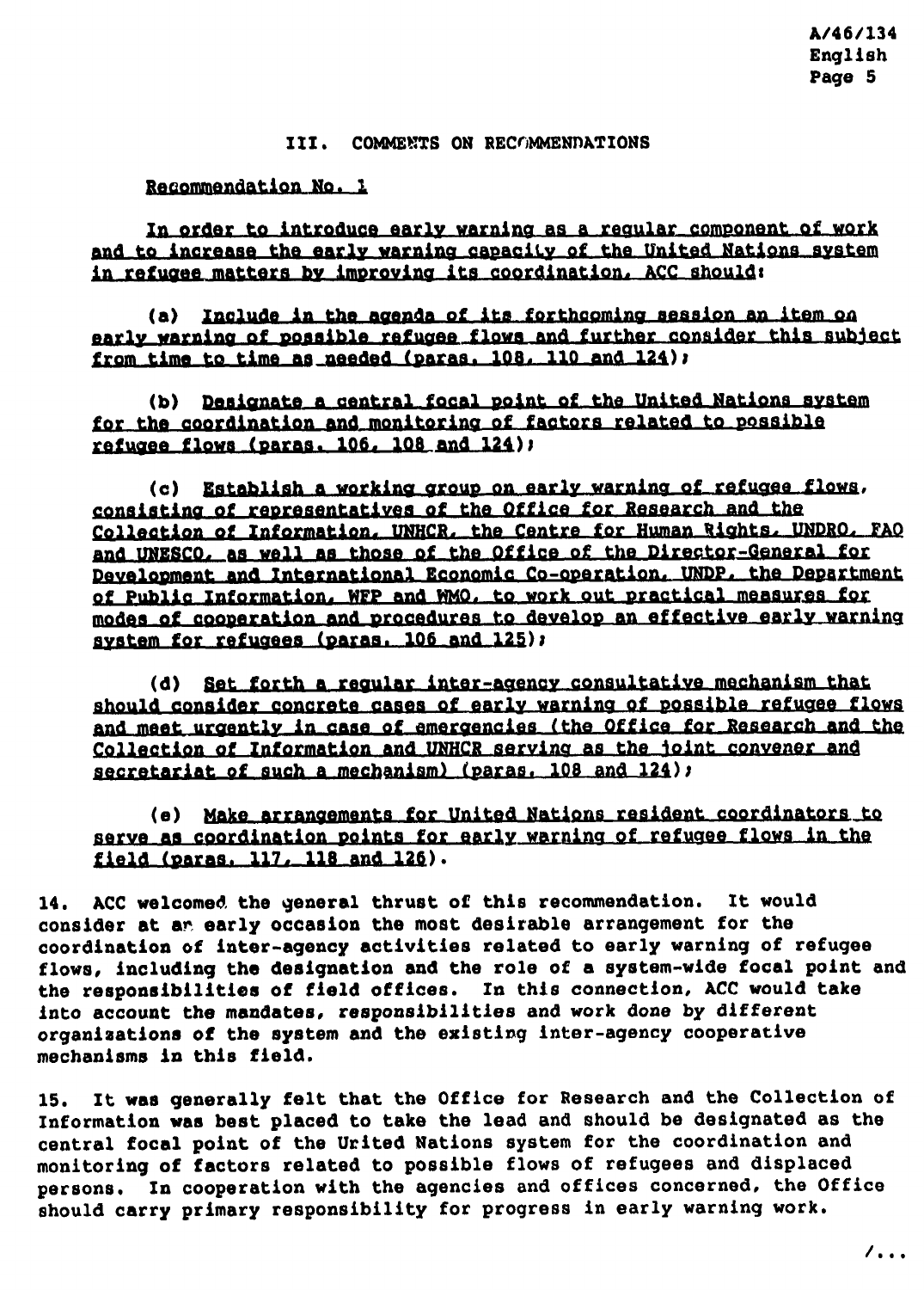## III. COMMENTS ON RECOMMENDATIONS

Recommendation No. 1

In order to introduce early warning as a regular component of work and to increase the early warning capacity of the United Nations system in refugee matters by improving its coordination, ACC should:

(a) Include in the agenda of its forthcoming session an item on early warning of possible refugee flows and further consider this subject from time to time as needed (paras. 108, 110 and 124);

(b) Designate a central focal point of the United Nations system for the coordination and monitoring of factors related to possible refugee flows (paras. 106, 108 and 124);

(c) Establish a working group on early warning of refugee flows, consisting of representatives of the Office for Research and the Collection of Information, UNHCR, the Centre for Human Rights, UNDRO, FAO and UNESCO, as well as those of the Office of the Director-General for Development and International Economic Co-operation, UNDP, the Department of Public Information, WFP and WMO, to work out practical measures for modes of cooperation and procedures to develop an effective early warning system for refugees (paras. 106 and 125);

(d) Set forth a regular inter-agency consultative mechanism that should consider concrete cases of early warning of possible refugee flows and meet urgently in case of emergencies (the Office for Research and the Collection of Information and UNHCR serving as the joint convener and secretariat of such a mechanism) (paras. 108 and 124);

(e) Make arrangements for United Nations resident coordinators to serve as coordination points for early warning of refugee flows in the field (paras. 117, 118 and 126).

14. ACC welcomed the general thrust of this recommendation. It would consider at an early occasion the most desirable arrangement for the coordination of inter-agency activities related to early warning of refugee flows, including the designation and the role of a system-wide focal point and the responsibilities of field offices. In this connection, ACC would take into account the mandates, responsibilities and work done by different organizations of the system and the existing inter-agency cooperative mechanisms in this field.

15. It was generally felt that the Office for Research and the Collection of Information was best placed to take the lead and should be designated as the central focal point of the United Nations system for the coordination and monitoring of factors related to possible flows of refugees and displaced persons. In cooperation with the agencies and offices concerned, the Office should carry primary responsibility for progress in early warning work.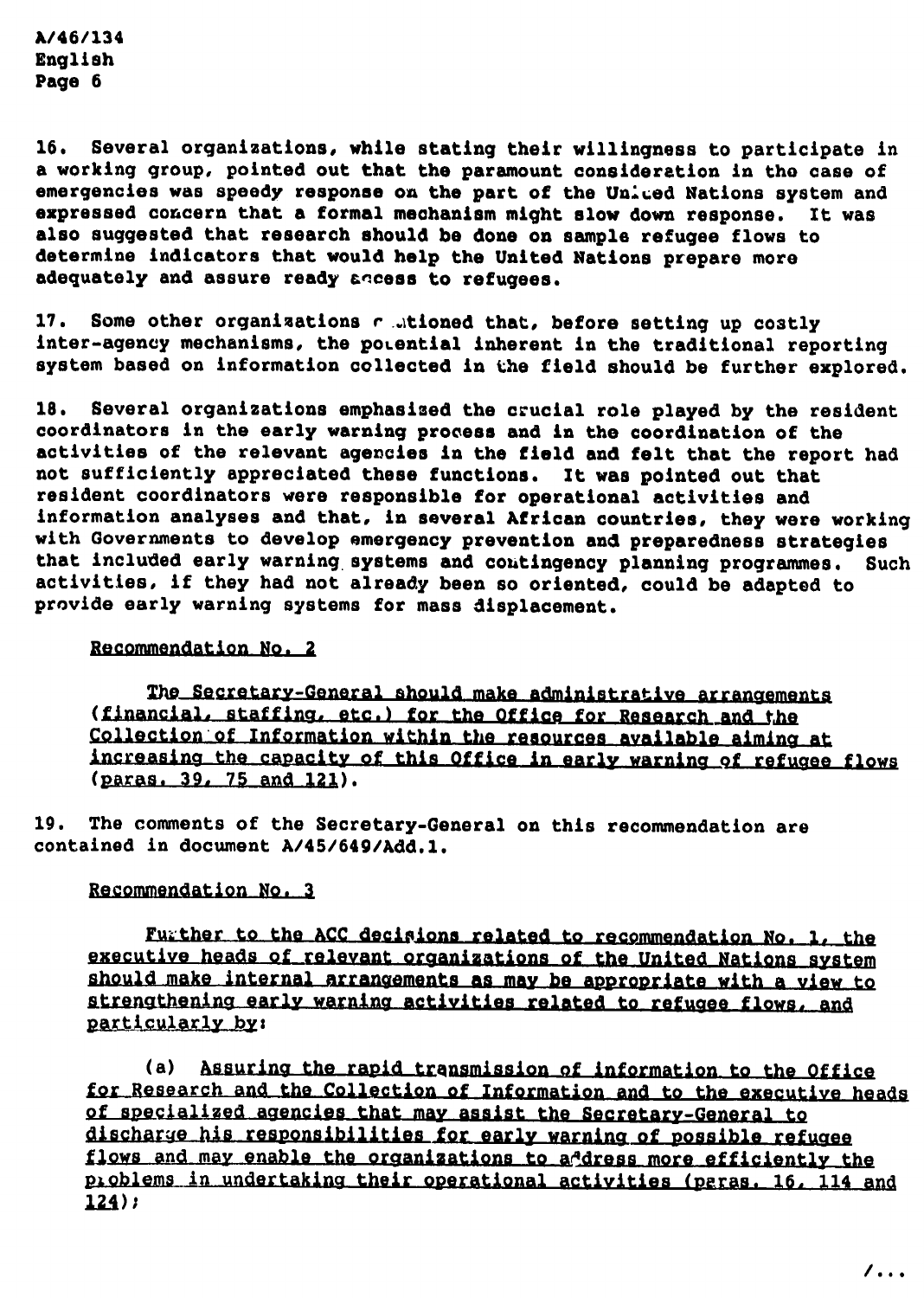16. Several organizations, while stating their willingness to participate in a working group, pointed out that the paramount consideration in the case of emergencies was speedy response on the part of the United Nations system and expressed concern that a formal mechanism might slow down response. It was also suggested that research should be done on sample refugee flows to determine indicators that would help the United Nations prepare more adequately and assure ready access to refugees.

17. Some other organizations cautioned that, before setting up costly inter-agency mechanisms, the potential inherent in the traditional reporting system based on information collected in the field should be further explored.

18. Several organizations emphasized the crucial role played by the resident coordinators in the early warning process and in the coordination of the activities of the relevant agencies in the field and felt that the report had not sufficiently appreciated these functions. It was pointed out that resident coordinators were responsible for operational activities and information analyses and that, in several African countries, they were working with Governments to develop emergency prevention and preparedness strategies that included early warning systems and contingency planning programmes. Such activities, if they had not already been so oriented, could be adapted to provide early warning systems for mass displacement.

Recommendation No. 2

The Secretary-General should make administrative arrangements (financial, staffing, etc.) for the Office for Research and the Collection of Information within the resources available aiming at increasing the capacity of this Office in early warning of refugee flows (paras. 39, 75 and 121).

19. The comments of the Secretary-General on this recommendation are contained in document A/45/649/Add.1.

Recommendation No. 3

Further to the ACC decisions related to recommendation No. 1, the executive heads of relevant organizations of the United Nations system should make internal arrangements as may be appropriate with a view to strengthening early warning activities related to refugee flows, and particularly by:

(a) Assuring the rapid transmission of information to the Office for Research and the Collection of Information and to the executive heads of specialized agencies that may assist the Secretary-General to discharge his responsibilities for early warning of possible refugee flows and may enable the organizations to address more efficiently the problems in undertaking their operational activities (paras. 16, 114 and 124);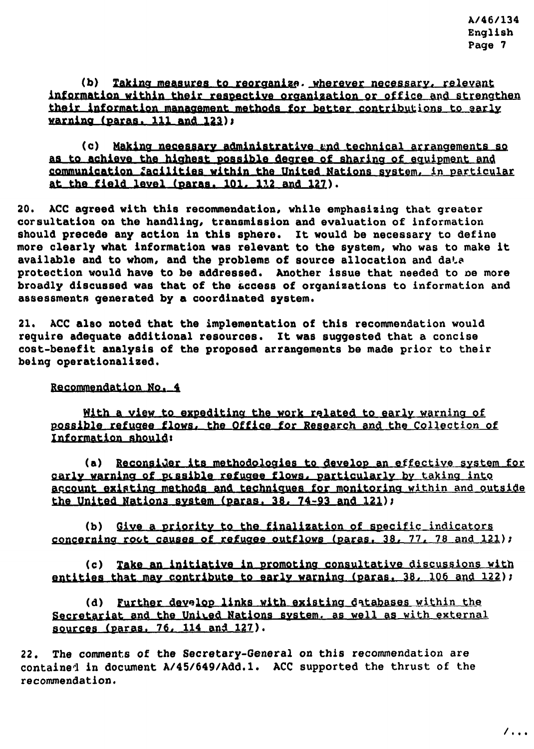(b) Taking measures to reorganize, wherever necessary, relevant information within their respective organization or office and strengthen their information management methods for better contributions to early warning (paras. 111 and 123);

(c) Making necessary administrative and technical arrangements so as to achieve the highest possible degree of sharing of equipment and communication facilities within the United Nations system, in particular at the field level (paras. 101, 112 and 127).

20. ACC agreed with this recommendation, while emphasizing that greater consultation on the handling, transmission and evaluation of information should precede any action in this sphere. It would be necessary to define more clearly what information was relevant to the system, who was to make it available and to whom, and the problems of source allocation and data protection would have to be addressed. Another issue that needed to be more broadly discussed was that of the access of organizations to information and assessments generated by a coordinated system.

21. ACC also noted that the implementation of this recommendation would require adequate additional resources. It was suggested that a concise cost-benefit analysis of the proposed arrangements be made prior to their being operationalized.

Recommendation No. 4

With a view to expediting the work related to early warning of possible refugee flows, the Office for Research and the Collection of Information should:

(a) Reconsider its methodologies to develop an effective system for early warning of possible refugee flows, particularly by taking into account existing methods and techniques for monitoring within and outside the United Nations system (paras. 38, 74-93 and 121);

(b) Give a priority to the finalization of specific indicators concerning root causes of refugee outflows (paras. 38, 77, 78 and 121);

(c) Take an initiative in promoting consultative discussions with entities that may contribute to early warning (paras. 38, 106 and 122);

(d) Further develop links with existing databases within the Secretariat and the United Nations system, as well as with external sources (paras. 76, 114 and 127).

22. The comments of the Secretary-General on this recommendation are contained in document A/45/649/Add.1. ACC supported the thrust of the recommendation.

/...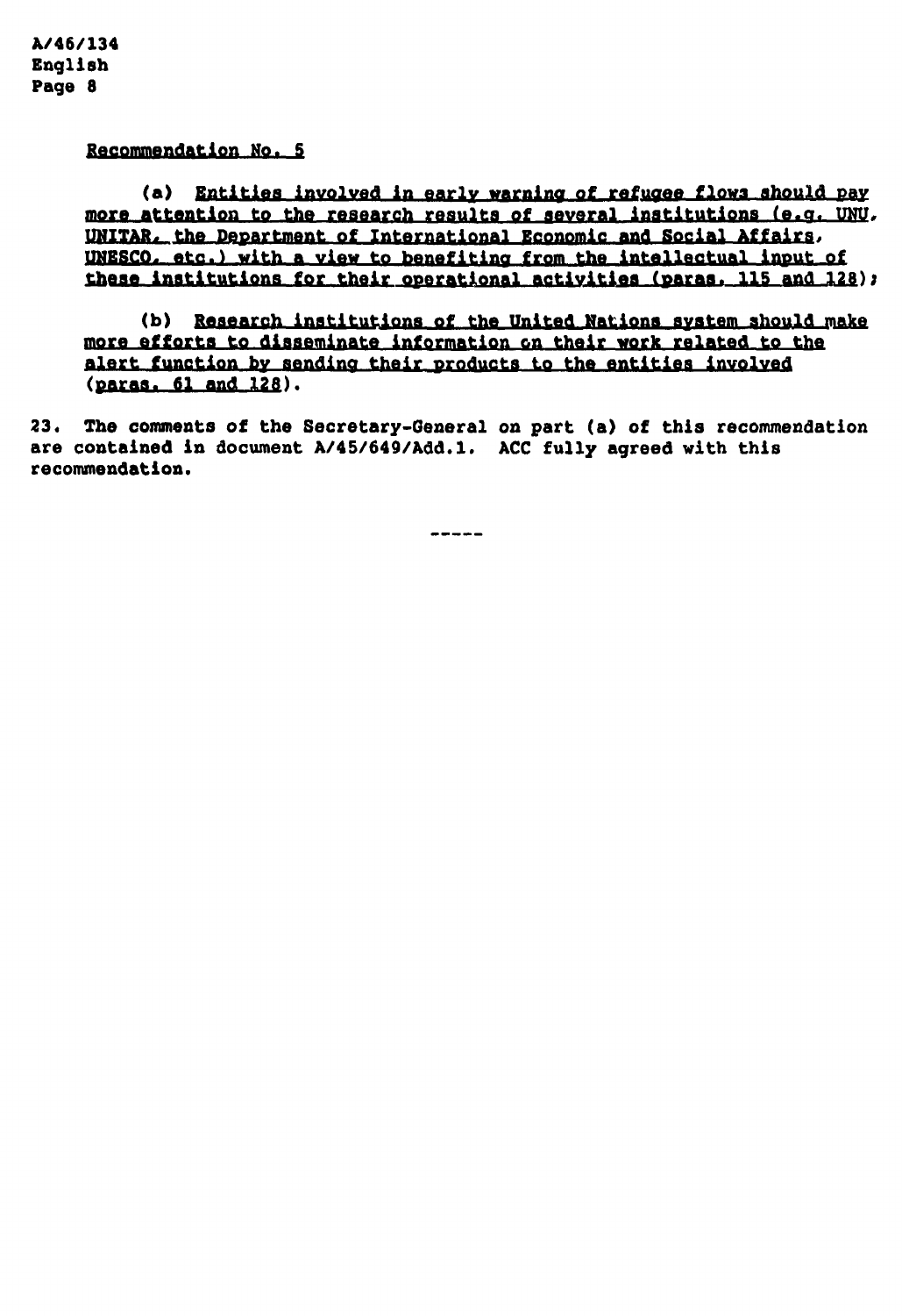Recommendation No. 5

(a) Entities involved in early warning of refugee flows should pay more attention to the research results of several institutions (e.g. UNU, UNITAR, the Department of International Economic and Social Affairs, UNESCO, etc.) with a view to benefiting from the intellectual input of these institutions for their operational activities (paras. 115 and 128);

(b) Research institutions of the United Nations system should make more efforts to disseminate information on their work related to the alert function by sending their products to the entities involved (paras. 61 and 128).

23. The comments of the Secretary-General on part (a) of this recommendation are contained in document A/45/649/Add.1. ACC fully agreed with this recommendation.

-----